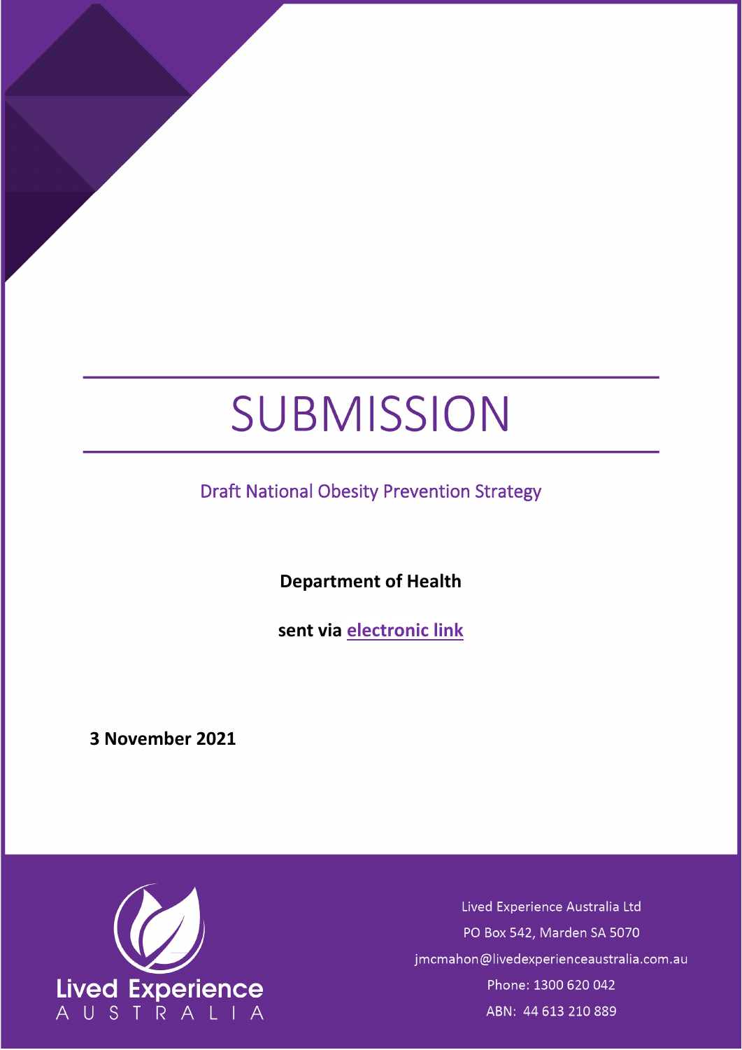# SUBMISSION

Draft National Obesity Prevention Strategy

**Department of Health**

**sent via electronic link**

**3 November 2021**

Lived Experience Australia Ltd

PO Box 542, Marden SA 5070

jmcmahon@livedexperienceaustralia.com.au

Phone: 1300 620 042

ABN: 44 613 210 889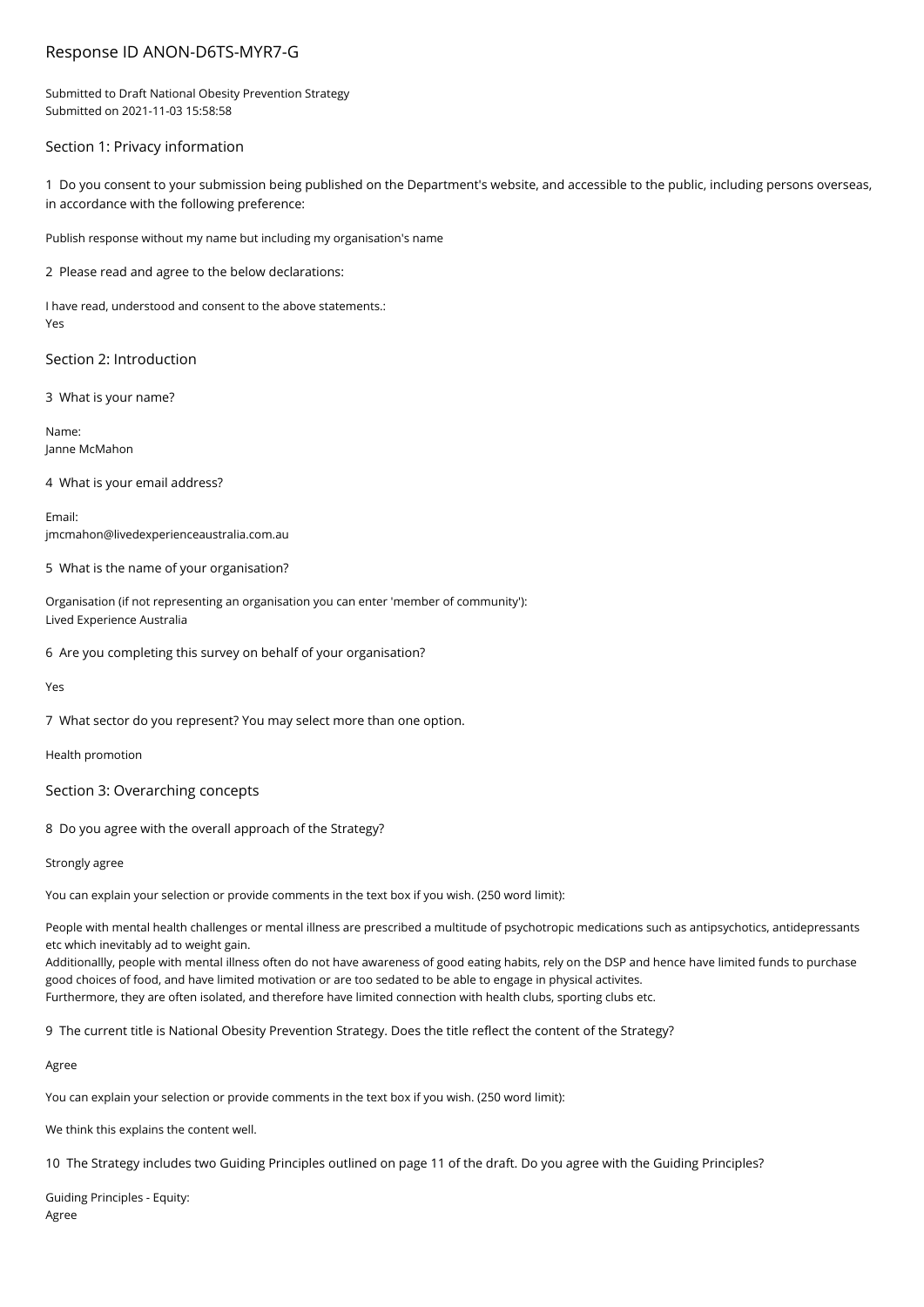# Response ID ANON-D6TS-MYR7-G

Submitted to Draft National Obesity Prevention Strategy
Submitted on 2021-11-03 15:58:58

## Section 1: Privacy information

1 Do you consent to your submission being published on the Department's website, and accessible to the public, including persons overseas, in accordance with the following preference:

Publish response without my name but including my organisation's name

2 Please read and agree to the below declarations:

I have read, understood and consent to the above statements.:
Yes

## Section 2: Introduction

3 What is your name?

Name:
Janne McMahon

4 What is your email address?

Email:
jmcmahon@livedexperienceaustralia.com.au

5 What is the name of your organisation?

Organisation (if not representing an organisation you can enter 'member of community'):
Lived Experience Australia

6 Are you completing this survey on behalf of your organisation?

Yes

7 What sector do you represent? You may select more than one option.

Health promotion

## Section 3: Overarching concepts

8 Do you agree with the overall approach of the Strategy?

Strongly agree

You can explain your selection or provide comments in the text box if you wish. (250 word limit):

People with mental health challenges or mental illness are prescribed a multitude of psychotropic medications such as antipsychotics, antidepressants etc which inevitably ad to weight gain.
Additionallly, people with mental illness often do not have awareness of good eating habits, rely on the DSP and hence have limited funds to purchase good choices of food, and have limited motivation or are too sedated to be able to engage in physical activites.
Furthermore, they are often isolated, and therefore have limited connection with health clubs, sporting clubs etc.

9 The current title is National Obesity Prevention Strategy. Does the title reflect the content of the Strategy?

Agree

You can explain your selection or provide comments in the text box if you wish. (250 word limit):

We think this explains the content well.

10 The Strategy includes two Guiding Principles outlined on page 11 of the draft. Do you agree with the Guiding Principles?

Guiding Principles - Equity:
Agree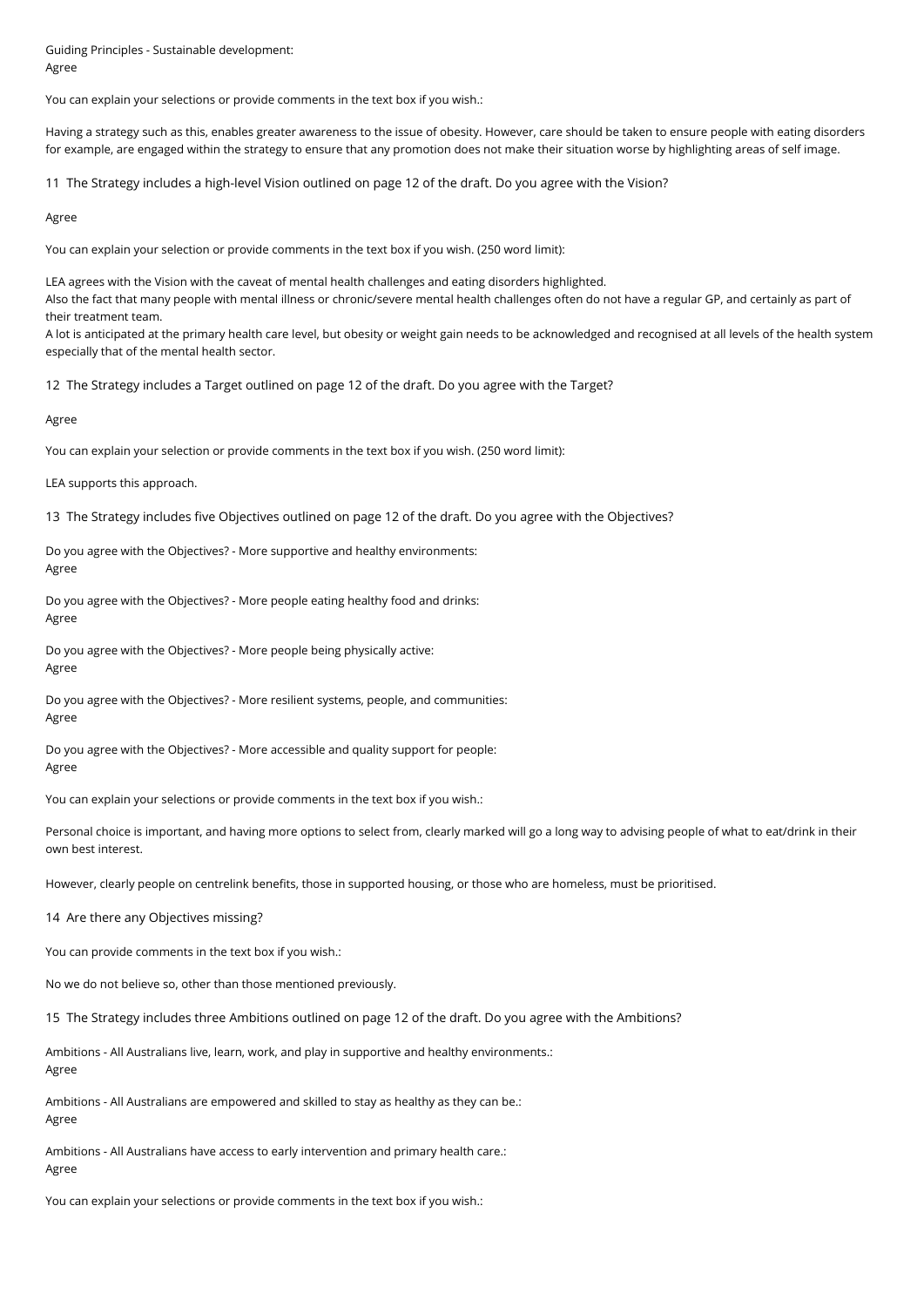Guiding Principles - Sustainable development:
Agree

You can explain your selections or provide comments in the text box if you wish.:

Having a strategy such as this, enables greater awareness to the issue of obesity. However, care should be taken to ensure people with eating disorders for example, are engaged within the strategy to ensure that any promotion does not make their situation worse by highlighting areas of self image.

11 The Strategy includes a high-level Vision outlined on page 12 of the draft. Do you agree with the Vision?

Agree

You can explain your selection or provide comments in the text box if you wish. (250 word limit):

LEA agrees with the Vision with the caveat of mental health challenges and eating disorders highlighted.
Also the fact that many people with mental illness or chronic/severe mental health challenges often do not have a regular GP, and certainly as part of their treatment team.
A lot is anticipated at the primary health care level, but obesity or weight gain needs to be acknowledged and recognised at all levels of the health system especially that of the mental health sector.

12 The Strategy includes a Target outlined on page 12 of the draft. Do you agree with the Target?

Agree

You can explain your selection or provide comments in the text box if you wish. (250 word limit):

LEA supports this approach.

13 The Strategy includes five Objectives outlined on page 12 of the draft. Do you agree with the Objectives?

Do you agree with the Objectives? - More supportive and healthy environments:
Agree

Do you agree with the Objectives? - More people eating healthy food and drinks:
Agree

Do you agree with the Objectives? - More people being physically active:
Agree

Do you agree with the Objectives? - More resilient systems, people, and communities:
Agree

Do you agree with the Objectives? - More accessible and quality support for people:
Agree

You can explain your selections or provide comments in the text box if you wish.:

Personal choice is important, and having more options to select from, clearly marked will go a long way to advising people of what to eat/drink in their own best interest.

However, clearly people on centrelink benefits, those in supported housing, or those who are homeless, must be prioritised.

14 Are there any Objectives missing?

You can provide comments in the text box if you wish.:

No we do not believe so, other than those mentioned previously.

15 The Strategy includes three Ambitions outlined on page 12 of the draft. Do you agree with the Ambitions?

Ambitions - All Australians live, learn, work, and play in supportive and healthy environments.:
Agree

Ambitions - All Australians are empowered and skilled to stay as healthy as they can be.:
Agree

Ambitions - All Australians have access to early intervention and primary health care.:
Agree

You can explain your selections or provide comments in the text box if you wish.: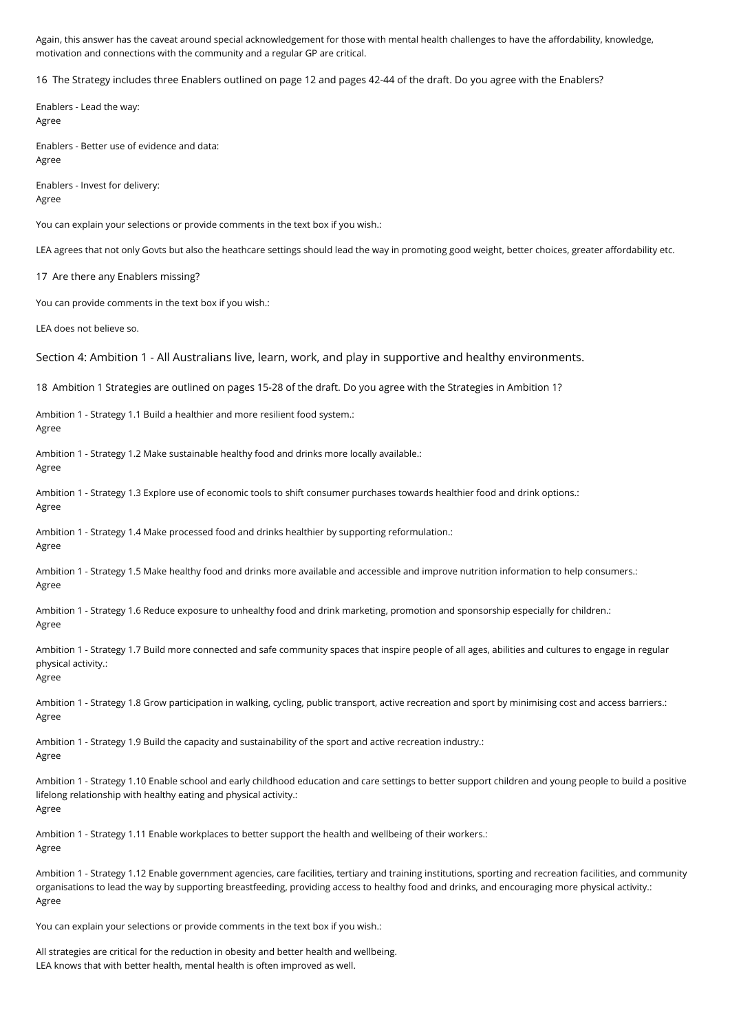Again, this answer has the caveat around special acknowledgement for those with mental health challenges to have the affordability, knowledge, motivation and connections with the community and a regular GP are critical.

16 The Strategy includes three Enablers outlined on page 12 and pages 42-44 of the draft. Do you agree with the Enablers?

Enablers - Lead the way:
Agree

Enablers - Better use of evidence and data:
Agree

Enablers - Invest for delivery:
Agree

You can explain your selections or provide comments in the text box if you wish.:

LEA agrees that not only Govts but also the heathcare settings should lead the way in promoting good weight, better choices, greater affordability etc.

17 Are there any Enablers missing?

You can provide comments in the text box if you wish.:

LEA does not believe so.

## Section 4: Ambition 1 - All Australians live, learn, work, and play in supportive and healthy environments.

18 Ambition 1 Strategies are outlined on pages 15-28 of the draft. Do you agree with the Strategies in Ambition 1?

Ambition 1 - Strategy 1.1 Build a healthier and more resilient food system.:
Agree

Ambition 1 - Strategy 1.2 Make sustainable healthy food and drinks more locally available.:
Agree

Ambition 1 - Strategy 1.3 Explore use of economic tools to shift consumer purchases towards healthier food and drink options.:
Agree

Ambition 1 - Strategy 1.4 Make processed food and drinks healthier by supporting reformulation.:
Agree

Ambition 1 - Strategy 1.5 Make healthy food and drinks more available and accessible and improve nutrition information to help consumers.:
Agree

Ambition 1 - Strategy 1.6 Reduce exposure to unhealthy food and drink marketing, promotion and sponsorship especially for children.:
Agree

Ambition 1 - Strategy 1.7 Build more connected and safe community spaces that inspire people of all ages, abilities and cultures to engage in regular physical activity.:
Agree

Ambition 1 - Strategy 1.8 Grow participation in walking, cycling, public transport, active recreation and sport by minimising cost and access barriers.:
Agree

Ambition 1 - Strategy 1.9 Build the capacity and sustainability of the sport and active recreation industry.:
Agree

Ambition 1 - Strategy 1.10 Enable school and early childhood education and care settings to better support children and young people to build a positive lifelong relationship with healthy eating and physical activity.:
Agree

Ambition 1 - Strategy 1.11 Enable workplaces to better support the health and wellbeing of their workers.:
Agree

Ambition 1 - Strategy 1.12 Enable government agencies, care facilities, tertiary and training institutions, sporting and recreation facilities, and community organisations to lead the way by supporting breastfeeding, providing access to healthy food and drinks, and encouraging more physical activity.:
Agree

You can explain your selections or provide comments in the text box if you wish.:

All strategies are critical for the reduction in obesity and better health and wellbeing.
LEA knows that with better health, mental health is often improved as well.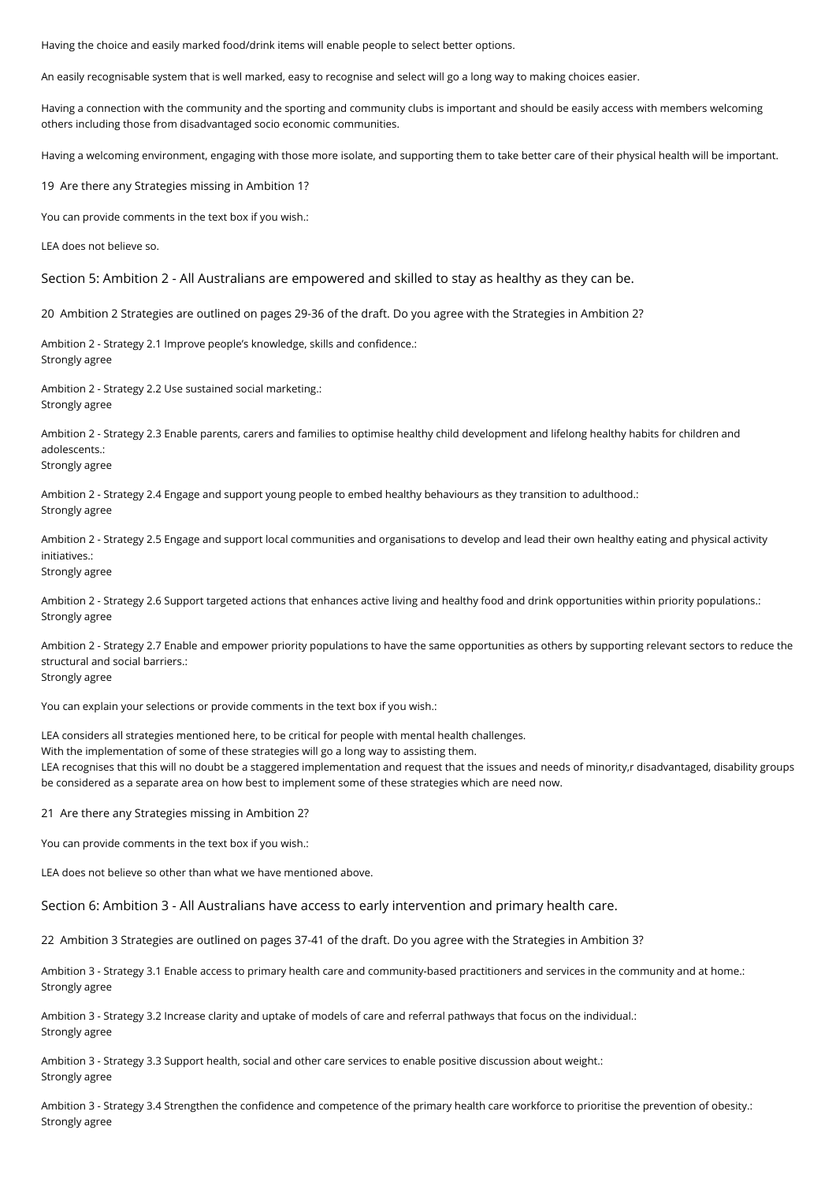Having the choice and easily marked food/drink items will enable people to select better options.

An easily recognisable system that is well marked, easy to recognise and select will go a long way to making choices easier.

Having a connection with the community and the sporting and community clubs is important and should be easily access with members welcoming others including those from disadvantaged socio economic communities.

Having a welcoming environment, engaging with those more isolate, and supporting them to take better care of their physical health will be important.

19 Are there any Strategies missing in Ambition 1?

You can provide comments in the text box if you wish.:

LEA does not believe so.

## Section 5: Ambition 2 - All Australians are empowered and skilled to stay as healthy as they can be.

20 Ambition 2 Strategies are outlined on pages 29-36 of the draft. Do you agree with the Strategies in Ambition 2?

Ambition 2 - Strategy 2.1 Improve people's knowledge, skills and confidence.:
Strongly agree

Ambition 2 - Strategy 2.2 Use sustained social marketing.:
Strongly agree

Ambition 2 - Strategy 2.3 Enable parents, carers and families to optimise healthy child development and lifelong healthy habits for children and adolescents.:
Strongly agree

Ambition 2 - Strategy 2.4 Engage and support young people to embed healthy behaviours as they transition to adulthood.:
Strongly agree

Ambition 2 - Strategy 2.5 Engage and support local communities and organisations to develop and lead their own healthy eating and physical activity initiatives.:
Strongly agree

Ambition 2 - Strategy 2.6 Support targeted actions that enhances active living and healthy food and drink opportunities within priority populations.:
Strongly agree

Ambition 2 - Strategy 2.7 Enable and empower priority populations to have the same opportunities as others by supporting relevant sectors to reduce the structural and social barriers.:
Strongly agree

You can explain your selections or provide comments in the text box if you wish.:

LEA considers all strategies mentioned here, to be critical for people with mental health challenges.
With the implementation of some of these strategies will go a long way to assisting them.
LEA recognises that this will no doubt be a staggered implementation and request that the issues and needs of minority,r disadvantaged, disability groups be considered as a separate area on how best to implement some of these strategies which are need now.

21 Are there any Strategies missing in Ambition 2?

You can provide comments in the text box if you wish.:

LEA does not believe so other than what we have mentioned above.

## Section 6: Ambition 3 - All Australians have access to early intervention and primary health care.

22 Ambition 3 Strategies are outlined on pages 37-41 of the draft. Do you agree with the Strategies in Ambition 3?

Ambition 3 - Strategy 3.1 Enable access to primary health care and community-based practitioners and services in the community and at home.:
Strongly agree

Ambition 3 - Strategy 3.2 Increase clarity and uptake of models of care and referral pathways that focus on the individual.:
Strongly agree

Ambition 3 - Strategy 3.3 Support health, social and other care services to enable positive discussion about weight.:
Strongly agree

Ambition 3 - Strategy 3.4 Strengthen the confidence and competence of the primary health care workforce to prioritise the prevention of obesity.:
Strongly agree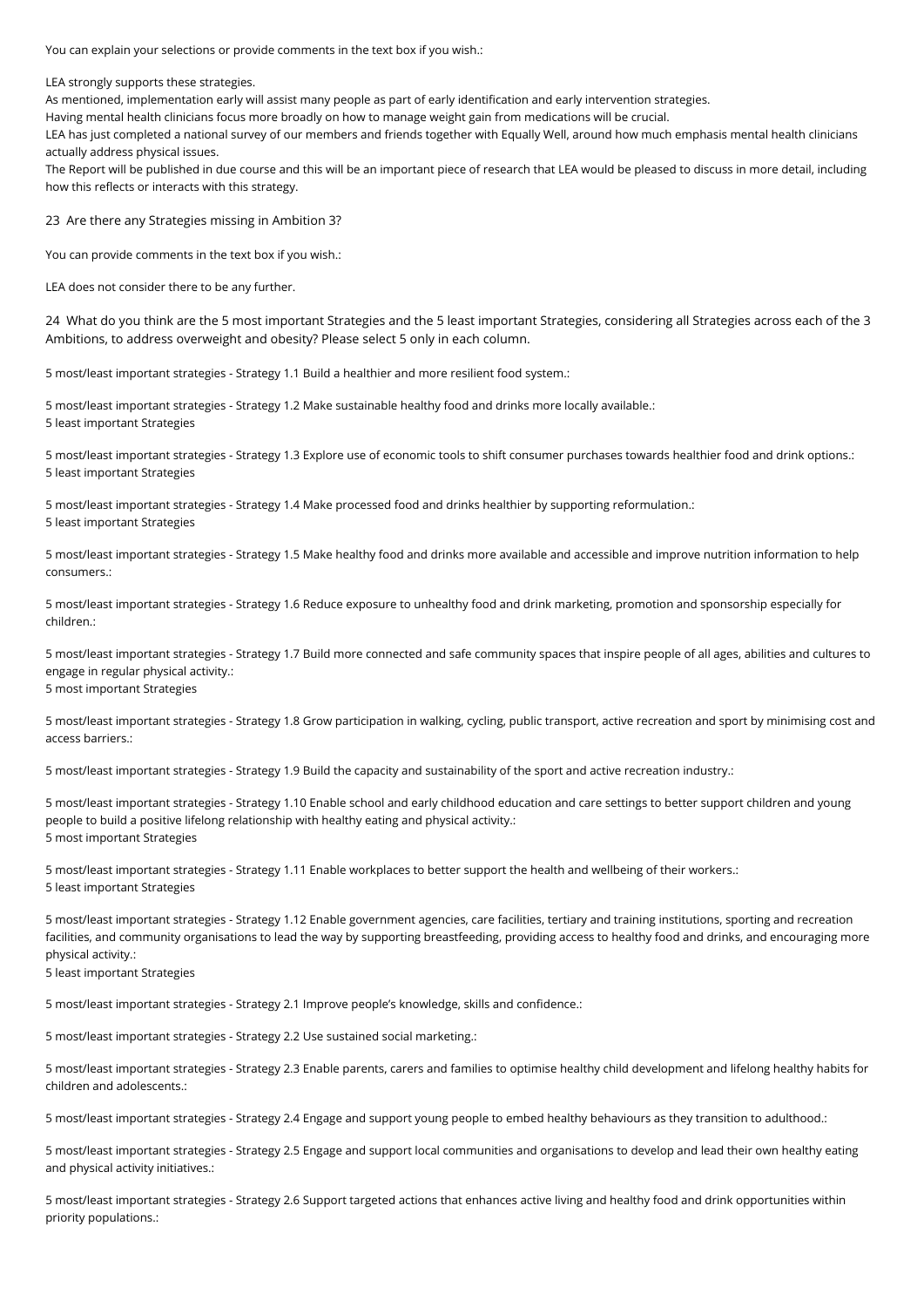You can explain your selections or provide comments in the text box if you wish.:

LEA strongly supports these strategies.

As mentioned, implementation early will assist many people as part of early identification and early intervention strategies.

Having mental health clinicians focus more broadly on how to manage weight gain from medications will be crucial.

LEA has just completed a national survey of our members and friends together with Equally Well, around how much emphasis mental health clinicians actually address physical issues.

The Report will be published in due course and this will be an important piece of research that LEA would be pleased to discuss in more detail, including how this reflects or interacts with this strategy.

23 Are there any Strategies missing in Ambition 3?

You can provide comments in the text box if you wish.:

LEA does not consider there to be any further.

24 What do you think are the 5 most important Strategies and the 5 least important Strategies, considering all Strategies across each of the 3 Ambitions, to address overweight and obesity? Please select 5 only in each column.

5 most/least important strategies - Strategy 1.1 Build a healthier and more resilient food system.:

5 most/least important strategies - Strategy 1.2 Make sustainable healthy food and drinks more locally available.:
5 least important Strategies

5 most/least important strategies - Strategy 1.3 Explore use of economic tools to shift consumer purchases towards healthier food and drink options.:
5 least important Strategies

5 most/least important strategies - Strategy 1.4 Make processed food and drinks healthier by supporting reformulation.:
5 least important Strategies

5 most/least important strategies - Strategy 1.5 Make healthy food and drinks more available and accessible and improve nutrition information to help consumers.:

5 most/least important strategies - Strategy 1.6 Reduce exposure to unhealthy food and drink marketing, promotion and sponsorship especially for children.:

5 most/least important strategies - Strategy 1.7 Build more connected and safe community spaces that inspire people of all ages, abilities and cultures to engage in regular physical activity.:
5 most important Strategies

5 most/least important strategies - Strategy 1.8 Grow participation in walking, cycling, public transport, active recreation and sport by minimising cost and access barriers.:

5 most/least important strategies - Strategy 1.9 Build the capacity and sustainability of the sport and active recreation industry.:

5 most/least important strategies - Strategy 1.10 Enable school and early childhood education and care settings to better support children and young people to build a positive lifelong relationship with healthy eating and physical activity.:
5 most important Strategies

5 most/least important strategies - Strategy 1.11 Enable workplaces to better support the health and wellbeing of their workers.:
5 least important Strategies

5 most/least important strategies - Strategy 1.12 Enable government agencies, care facilities, tertiary and training institutions, sporting and recreation facilities, and community organisations to lead the way by supporting breastfeeding, providing access to healthy food and drinks, and encouraging more physical activity.:
5 least important Strategies

5 most/least important strategies - Strategy 2.1 Improve people's knowledge, skills and confidence.:

5 most/least important strategies - Strategy 2.2 Use sustained social marketing.:

5 most/least important strategies - Strategy 2.3 Enable parents, carers and families to optimise healthy child development and lifelong healthy habits for children and adolescents.:

5 most/least important strategies - Strategy 2.4 Engage and support young people to embed healthy behaviours as they transition to adulthood.:

5 most/least important strategies - Strategy 2.5 Engage and support local communities and organisations to develop and lead their own healthy eating and physical activity initiatives.:

5 most/least important strategies - Strategy 2.6 Support targeted actions that enhances active living and healthy food and drink opportunities within priority populations.: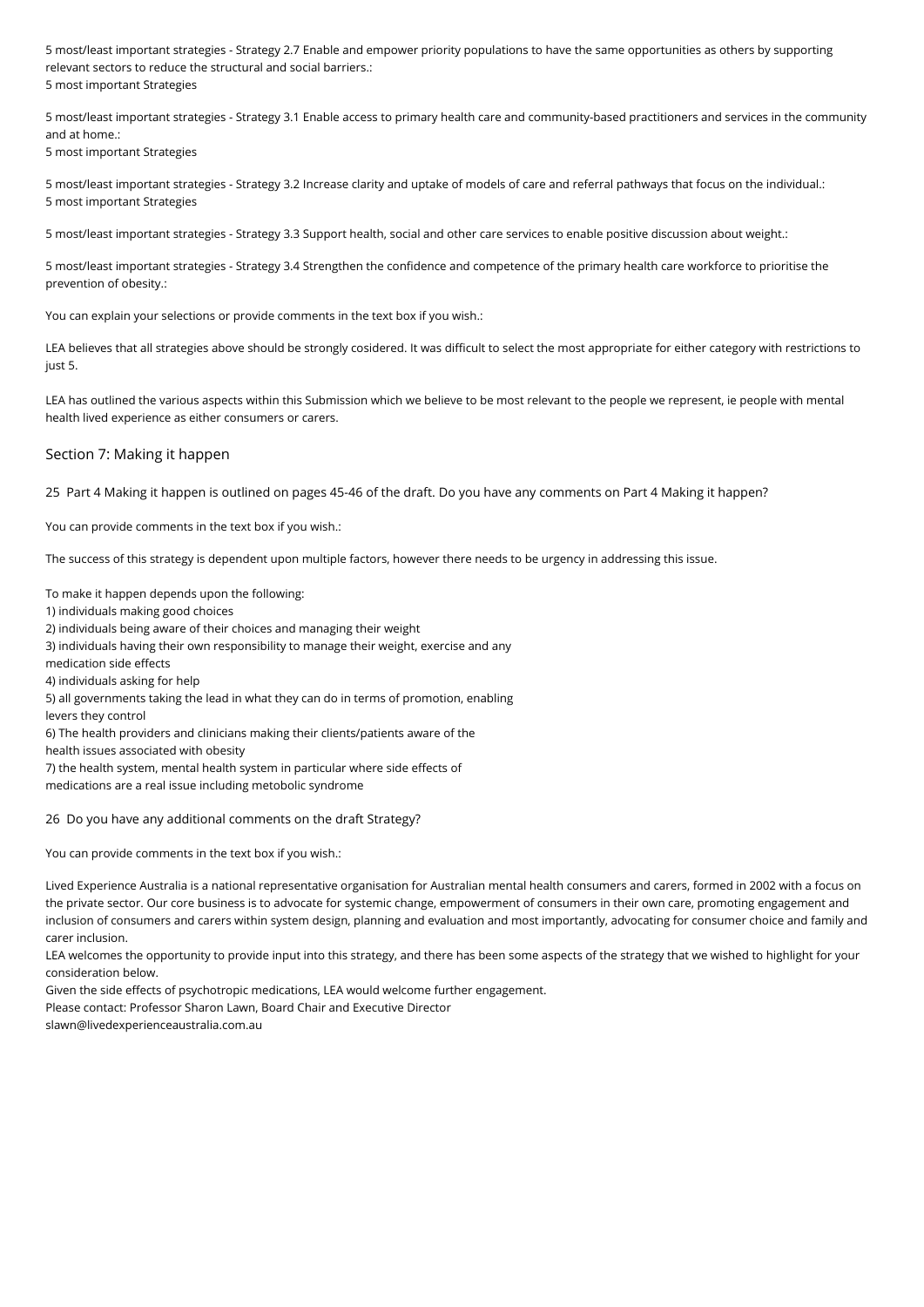5 most/least important strategies - Strategy 2.7 Enable and empower priority populations to have the same opportunities as others by supporting relevant sectors to reduce the structural and social barriers.:
5 most important Strategies

5 most/least important strategies - Strategy 3.1 Enable access to primary health care and community-based practitioners and services in the community and at home.:
5 most important Strategies

5 most/least important strategies - Strategy 3.2 Increase clarity and uptake of models of care and referral pathways that focus on the individual.:
5 most important Strategies

5 most/least important strategies - Strategy 3.3 Support health, social and other care services to enable positive discussion about weight.:

5 most/least important strategies - Strategy 3.4 Strengthen the confidence and competence of the primary health care workforce to prioritise the prevention of obesity.:

You can explain your selections or provide comments in the text box if you wish.:

LEA believes that all strategies above should be strongly cosidered. It was difficult to select the most appropriate for either category with restrictions to just 5.

LEA has outlined the various aspects within this Submission which we believe to be most relevant to the people we represent, ie people with mental health lived experience as either consumers or carers.

## Section 7: Making it happen

25 Part 4 Making it happen is outlined on pages 45-46 of the draft. Do you have any comments on Part 4 Making it happen?

You can provide comments in the text box if you wish.:

The success of this strategy is dependent upon multiple factors, however there needs to be urgency in addressing this issue.

To make it happen depends upon the following:
1) individuals making good choices
2) individuals being aware of their choices and managing their weight
3) individuals having their own responsibility to manage their weight, exercise and any medication side effects
4) individuals asking for help
5) all governments taking the lead in what they can do in terms of promotion, enabling levers they control
6) The health providers and clinicians making their clients/patients aware of the health issues associated with obesity
7) the health system, mental health system in particular where side effects of medications are a real issue including metobolic syndrome

26 Do you have any additional comments on the draft Strategy?

You can provide comments in the text box if you wish.:

Lived Experience Australia is a national representative organisation for Australian mental health consumers and carers, formed in 2002 with a focus on the private sector. Our core business is to advocate for systemic change, empowerment of consumers in their own care, promoting engagement and inclusion of consumers and carers within system design, planning and evaluation and most importantly, advocating for consumer choice and family and carer inclusion.
LEA welcomes the opportunity to provide input into this strategy, and there has been some aspects of the strategy that we wished to highlight for your consideration below.
Given the side effects of psychotropic medications, LEA would welcome further engagement.
Please contact: Professor Sharon Lawn, Board Chair and Executive Director
slawn@livedexperienceaustralia.com.au